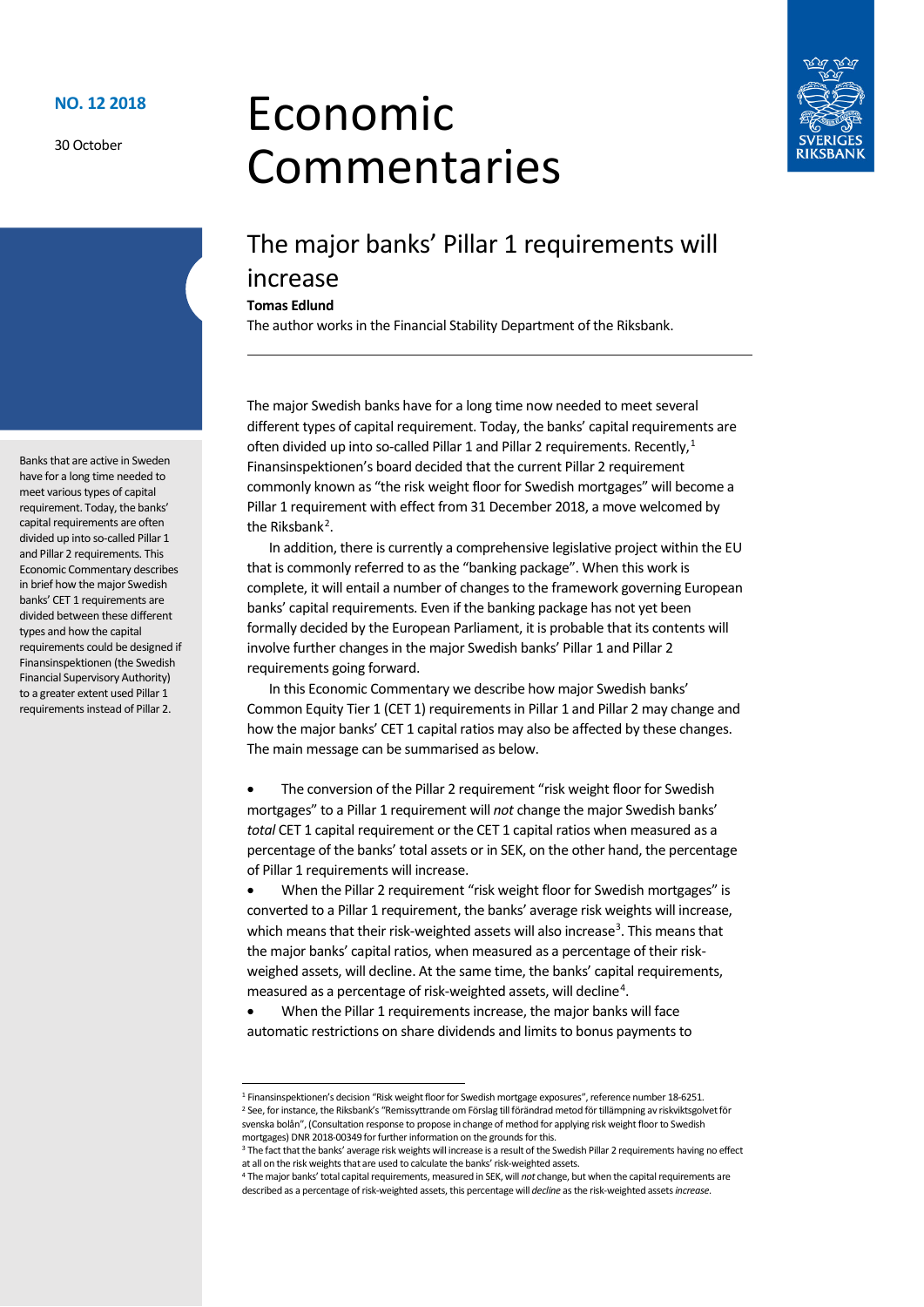**NO. 12 2018**

30 October

# Economic Commentaries

## The major banks' Pillar 1 requirements will increase

**Tomas Edlund**

The author works in the Financial Stability Department of the Riksbank.

Banks that are active in Sweden have for a long time needed to meet various types of capital requirement. Today, the banks' capital requirements are often divided up into so-called Pillar 1 and Pillar 2 requirements. This Economic Commentary describes in brief how the major Swedish banks' CET 1 requirements are divided between these different types and how the capital requirements could be designed if Finansinspektionen (the Swedish Financial Supervisory Authority) to a greater extent used Pillar 1 requirements instead of Pillar 2.

The major Swedish banks have for a long time now needed to meet several different types of capital requirement. Today, the banks' capital requirements are often divided up into so-called Pillar 1 and Pillar 2 requirements. Recently,[1] Finansinspektionen's board decided that the current Pillar 2 requirement commonly known as "the risk weight floor for Swedish mortgages" will become a Pillar 1 requirement with effect from 31 December 2018, a move welcomed by the Riksbank[2].

In addition, there is currently a comprehensive legislative project within the EU that is commonly referred to as the "banking package". When this work is complete, it will entail a number of changes to the framework governing European banks' capital requirements. Even if the banking package has not yet been formally decided by the European Parliament, it is probable that its contents will involve further changes in the major Swedish banks' Pillar 1 and Pillar 2 requirements going forward.

In this Economic Commentary we describe how major Swedish banks' Common Equity Tier 1 (CET 1) requirements in Pillar 1 and Pillar 2 may change and how the major banks' CET 1 capital ratios may also be affected by these changes. The main message can be summarised as below.

- The conversion of the Pillar 2 requirement "risk weight floor for Swedish mortgages" to a Pillar 1 requirement will *not* change the major Swedish banks' *total* CET 1 capital requirement or the CET 1 capital ratios when measured as a percentage of the banks' total assets or in SEK, on the other hand, the percentage of Pillar 1 requirements will increase.
- When the Pillar 2 requirement "risk weight floor for Swedish mortgages" is converted to a Pillar 1 requirement, the banks' average risk weights will increase, which means that their risk-weighted assets will also increase[3]. This means that the major banks' capital ratios, when measured as a percentage of their risk-weighed assets, will decline. At the same time, the banks' capital requirements, measured as a percentage of risk-weighted assets, will decline[4].
- When the Pillar 1 requirements increase, the major banks will face automatic restrictions on share dividends and limits to bonus payments to

[1] Finansinspektionen's decision "Risk weight floor for Swedish mortgage exposures", reference number 18-6251.

[2] See, for instance, the Riksbank's "Remissyttrande om Förslag till förändrad metod för tillämpning av riskviktsgolvet för svenska bolån", (Consultation response to propose in change of method for applying risk weight floor to Swedish mortgages) DNR 2018-00349 for further information on the grounds for this.

[3] The fact that the banks' average risk weights will increase is a result of the Swedish Pillar 2 requirements having no effect at all on the risk weights that are used to calculate the banks' risk-weighted assets.

[4] The major banks' total capital requirements, measured in SEK, will *not* change, but when the capital requirements are described as a percentage of risk-weighted assets, this percentage will *decline* as the risk-weighted assets *increase*.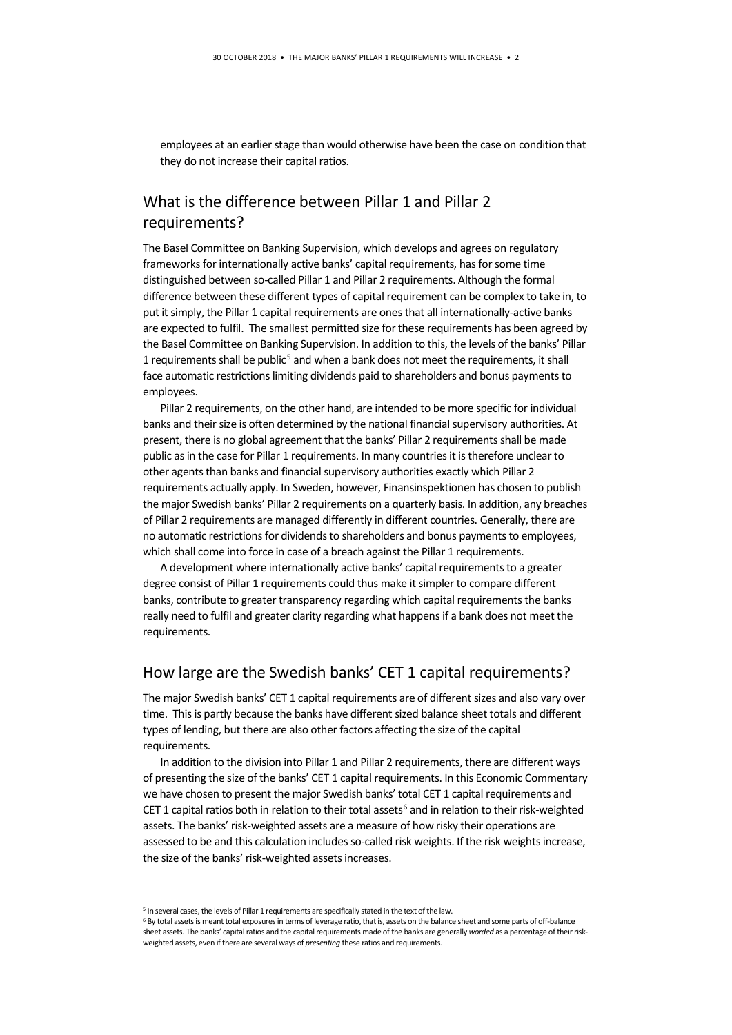employees at an earlier stage than would otherwise have been the case on condition that they do not increase their capital ratios.

## What is the difference between Pillar 1 and Pillar 2 requirements?

The Basel Committee on Banking Supervision, which develops and agrees on regulatory frameworks for internationally active banks' capital requirements, has for some time distinguished between so-called Pillar 1 and Pillar 2 requirements. Although the formal difference between these different types of capital requirement can be complex to take in, to put it simply, the Pillar 1 capital requirements are ones that all internationally-active banks are expected to fulfil. The smallest permitted size for these requirements has been agreed by the Basel Committee on Banking Supervision. In addition to this, the levels of the banks' Pillar 1 requirements shall be public[5] and when a bank does not meet the requirements, it shall face automatic restrictions limiting dividends paid to shareholders and bonus payments to employees.

Pillar 2 requirements, on the other hand, are intended to be more specific for individual banks and their size is often determined by the national financial supervisory authorities. At present, there is no global agreement that the banks' Pillar 2 requirements shall be made public as in the case for Pillar 1 requirements. In many countries it is therefore unclear to other agents than banks and financial supervisory authorities exactly which Pillar 2 requirements actually apply. In Sweden, however, Finansinspektionen has chosen to publish the major Swedish banks' Pillar 2 requirements on a quarterly basis. In addition, any breaches of Pillar 2 requirements are managed differently in different countries. Generally, there are no automatic restrictions for dividends to shareholders and bonus payments to employees, which shall come into force in case of a breach against the Pillar 1 requirements.

A development where internationally active banks' capital requirements to a greater degree consist of Pillar 1 requirements could thus make it simpler to compare different banks, contribute to greater transparency regarding which capital requirements the banks really need to fulfil and greater clarity regarding what happens if a bank does not meet the requirements.

## How large are the Swedish banks' CET 1 capital requirements?

The major Swedish banks' CET 1 capital requirements are of different sizes and also vary over time. This is partly because the banks have different sized balance sheet totals and different types of lending, but there are also other factors affecting the size of the capital requirements.

In addition to the division into Pillar 1 and Pillar 2 requirements, there are different ways of presenting the size of the banks' CET 1 capital requirements. In this Economic Commentary we have chosen to present the major Swedish banks' total CET 1 capital requirements and CET 1 capital ratios both in relation to their total assets[6] and in relation to their risk-weighted assets. The banks' risk-weighted assets are a measure of how risky their operations are assessed to be and this calculation includes so-called risk weights. If the risk weights increase, the size of the banks' risk-weighted assets increases.

---

[5] In several cases, the levels of Pillar 1 requirements are specifically stated in the text of the law.

[6] By total assets is meant total exposures in terms of leverage ratio, that is, assets on the balance sheet and some parts of off-balance sheet assets. The banks' capital ratios and the capital requirements made of the banks are generally *worded* as a percentage of their risk-weighted assets, even if there are several ways of *presenting* these ratios and requirements.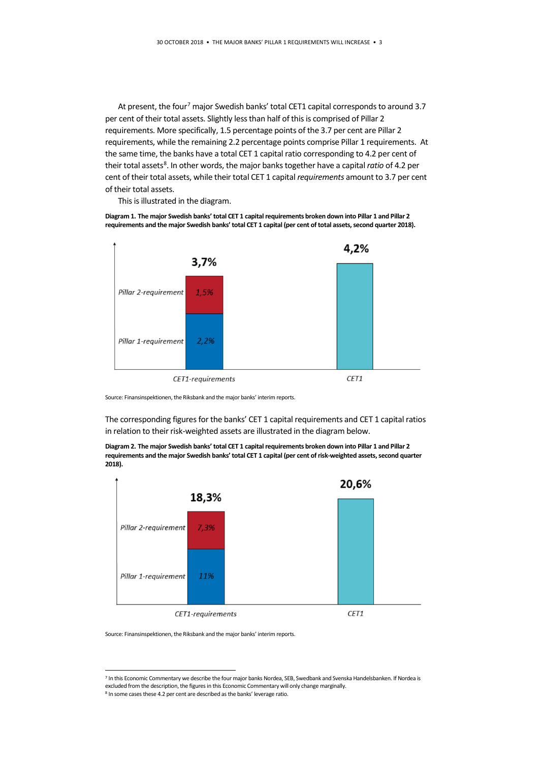At present, the four[7] major Swedish banks' total CET1 capital corresponds to around 3.7 per cent of their total assets. Slightly less than half of this is comprised of Pillar 2 requirements. More specifically, 1.5 percentage points of the 3.7 per cent are Pillar 2 requirements, while the remaining 2.2 percentage points comprise Pillar 1 requirements. At the same time, the banks have a total CET 1 capital ratio corresponding to 4.2 per cent of their total assets[8]. In other words, the major banks together have a capital *ratio* of 4.2 per cent of their total assets, while their total CET 1 capital *requirements* amount to 3.7 per cent of their total assets.

This is illustrated in the diagram.

**Diagram 1. The major Swedish banks' total CET 1 capital requirements broken down into Pillar 1 and Pillar 2 requirements and the major Swedish banks' total CET 1 capital (per cent of total assets, second quarter 2018).**

| | CET1-requirements | CET1 |
|---|---|---|
| Pillar 2-requirement | 1,5% | |
| Pillar 1-requirement | 2,2% | |
| Total | 3,7% | 4,2% |

Source: Finansinspektionen, the Riksbank and the major banks' interim reports.

The corresponding figures for the banks' CET 1 capital requirements and CET 1 capital ratios in relation to their risk-weighted assets are illustrated in the diagram below.

**Diagram 2. The major Swedish banks' total CET 1 capital requirements broken down into Pillar 1 and Pillar 2 requirements and the major Swedish banks' total CET 1 capital (per cent of risk-weighted assets, second quarter 2018).**

| | CET1-requirements | CET1 |
|---|---|---|
| Pillar 2-requirement | 7,3% | |
| Pillar 1-requirement | 11% | |
| Total | 18,3% | 20,6% |

Source: Finansinspektionen, the Riksbank and the major banks' interim reports.

[7] In this Economic Commentary we describe the four major banks Nordea, SEB, Swedbank and Svenska Handelsbanken. If Nordea is excluded from the description, the figures in this Economic Commentary will only change marginally.

[8] In some cases these 4.2 per cent are described as the banks' leverage ratio.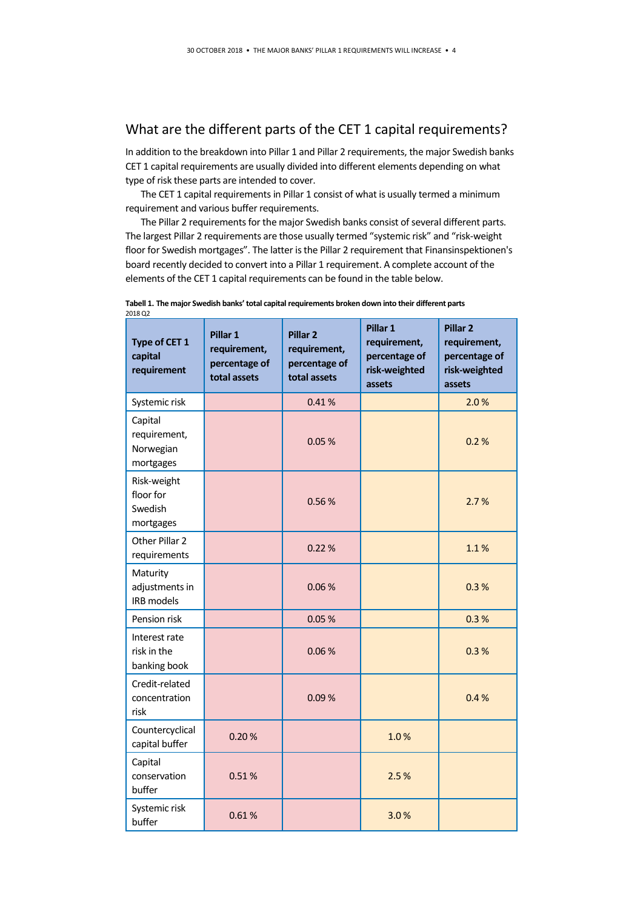## What are the different parts of the CET 1 capital requirements?

In addition to the breakdown into Pillar 1 and Pillar 2 requirements, the major Swedish banks CET 1 capital requirements are usually divided into different elements depending on what type of risk these parts are intended to cover.

The CET 1 capital requirements in Pillar 1 consist of what is usually termed a minimum requirement and various buffer requirements.

The Pillar 2 requirements for the major Swedish banks consist of several different parts. The largest Pillar 2 requirements are those usually termed "systemic risk" and "risk-weight floor for Swedish mortgages". The latter is the Pillar 2 requirement that Finansinspektionen's board recently decided to convert into a Pillar 1 requirement. A complete account of the elements of the CET 1 capital requirements can be found in the table below.

**Tabell 1. The major Swedish banks' total capital requirements broken down into their different parts**
2018 Q2

| Type of CET 1 capital requirement | Pillar 1 requirement, percentage of total assets | Pillar 2 requirement, percentage of total assets | Pillar 1 requirement, percentage of risk-weighted assets | Pillar 2 requirement, percentage of risk-weighted assets |
|---|---|---|---|---|
| Systemic risk | | 0.41 % | | 2.0 % |
| Capital requirement, Norwegian mortgages | | 0.05 % | | 0.2 % |
| Risk-weight floor for Swedish mortgages | | 0.56 % | | 2.7 % |
| Other Pillar 2 requirements | | 0.22 % | | 1.1 % |
| Maturity adjustments in IRB models | | 0.06 % | | 0.3 % |
| Pension risk | | 0.05 % | | 0.3 % |
| Interest rate risk in the banking book | | 0.06 % | | 0.3 % |
| Credit-related concentration risk | | 0.09 % | | 0.4 % |
| Countercyclical capital buffer | 0.20 % | | 1.0 % | |
| Capital conservation buffer | 0.51 % | | 2.5 % | |
| Systemic risk buffer | 0.61 % | | 3.0 % | |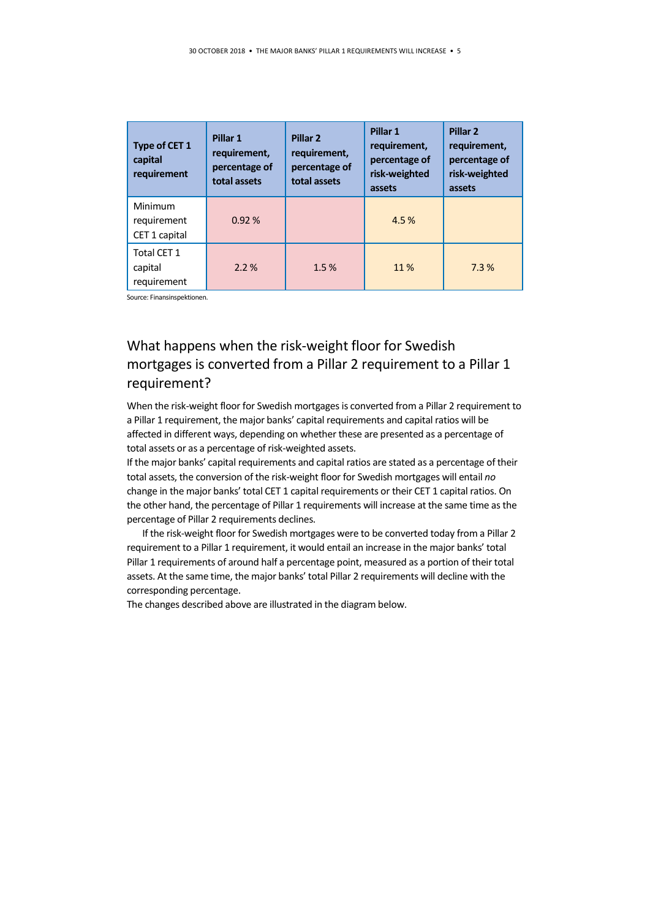| Type of CET 1 capital requirement | Pillar 1 requirement, percentage of total assets | Pillar 2 requirement, percentage of total assets | Pillar 1 requirement, percentage of risk-weighted assets | Pillar 2 requirement, percentage of risk-weighted assets |
|---|---|---|---|---|
| Minimum requirement CET 1 capital | 0.92 % | | 4.5 % | |
| Total CET 1 capital requirement | 2.2 % | 1.5 % | 11 % | 7.3 % |

Source: Finansinspektionen.

## What happens when the risk-weight floor for Swedish mortgages is converted from a Pillar 2 requirement to a Pillar 1 requirement?

When the risk-weight floor for Swedish mortgages is converted from a Pillar 2 requirement to a Pillar 1 requirement, the major banks' capital requirements and capital ratios will be affected in different ways, depending on whether these are presented as a percentage of total assets or as a percentage of risk-weighted assets.

If the major banks' capital requirements and capital ratios are stated as a percentage of their total assets, the conversion of the risk-weight floor for Swedish mortgages will entail *no* change in the major banks' total CET 1 capital requirements or their CET 1 capital ratios. On the other hand, the percentage of Pillar 1 requirements will increase at the same time as the percentage of Pillar 2 requirements declines.

If the risk-weight floor for Swedish mortgages were to be converted today from a Pillar 2 requirement to a Pillar 1 requirement, it would entail an increase in the major banks' total Pillar 1 requirements of around half a percentage point, measured as a portion of their total assets. At the same time, the major banks' total Pillar 2 requirements will decline with the corresponding percentage.

The changes described above are illustrated in the diagram below.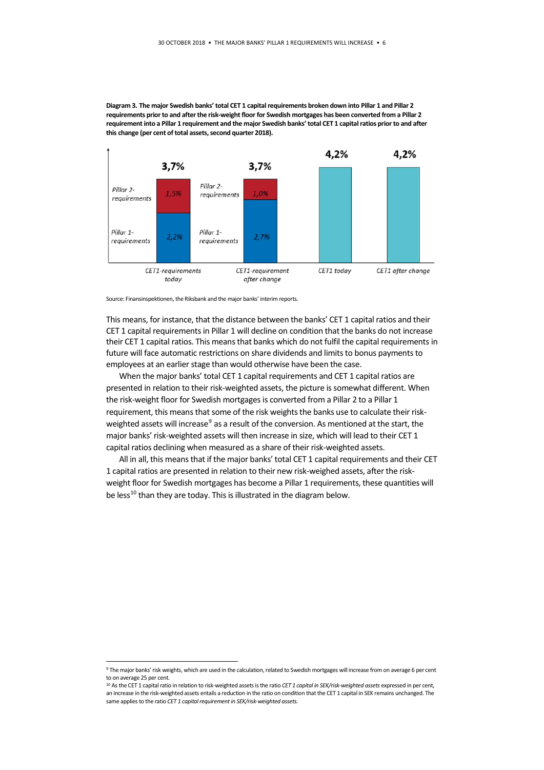**Diagram 3. The major Swedish banks' total CET 1 capital requirements broken down into Pillar 1 and Pillar 2 requirements prior to and after the risk-weight floor for Swedish mortgages has been converted from a Pillar 2 requirement into a Pillar 1 requirement and the major Swedish banks' total CET 1 capital ratios prior to and after this change (per cent of total assets, second quarter 2018).**

| | CET1-requirements today | CET1-requirement after change | CET1 today | CET1 after change |
|---|---|---|---|---|
| Pillar 2-requirements | 1,5% | 1,0% | | |
| Pillar 1-requirements | 2,2% | 2,7% | | |
| Total | 3,7% | 3,7% | 4,2% | 4,2% |

Source: Finansinspektionen, the Riksbank and the major banks' interim reports.

This means, for instance, that the distance between the banks' CET 1 capital ratios and their CET 1 capital requirements in Pillar 1 will decline on condition that the banks do not increase their CET 1 capital ratios. This means that banks which do not fulfil the capital requirements in future will face automatic restrictions on share dividends and limits to bonus payments to employees at an earlier stage than would otherwise have been the case.

When the major banks' total CET 1 capital requirements and CET 1 capital ratios are presented in relation to their risk-weighted assets, the picture is somewhat different. When the risk-weight floor for Swedish mortgages is converted from a Pillar 2 to a Pillar 1 requirement, this means that some of the risk weights the banks use to calculate their risk-weighted assets will increase[9] as a result of the conversion. As mentioned at the start, the major banks' risk-weighted assets will then increase in size, which will lead to their CET 1 capital ratios declining when measured as a share of their risk-weighted assets.

All in all, this means that if the major banks' total CET 1 capital requirements and their CET 1 capital ratios are presented in relation to their new risk-weighed assets, after the risk-weight floor for Swedish mortgages has become a Pillar 1 requirements, these quantities will be less[10] than they are today. This is illustrated in the diagram below.

[9] The major banks' risk weights, which are used in the calculation, related to Swedish mortgages will increase from on average 6 per cent to on average 25 per cent.

[10] As the CET 1 capital ratio in relation to risk-weighted assets is the ratio *CET 1 capital in SEK/risk-weighted assets* expressed in per cent, an increase in the risk-weighted assets entails a reduction in the ratio on condition that the CET 1 capital in SEK remains unchanged. The same applies to the ratio *CET 1 capital requirement in SEK/risk-weighted assets.*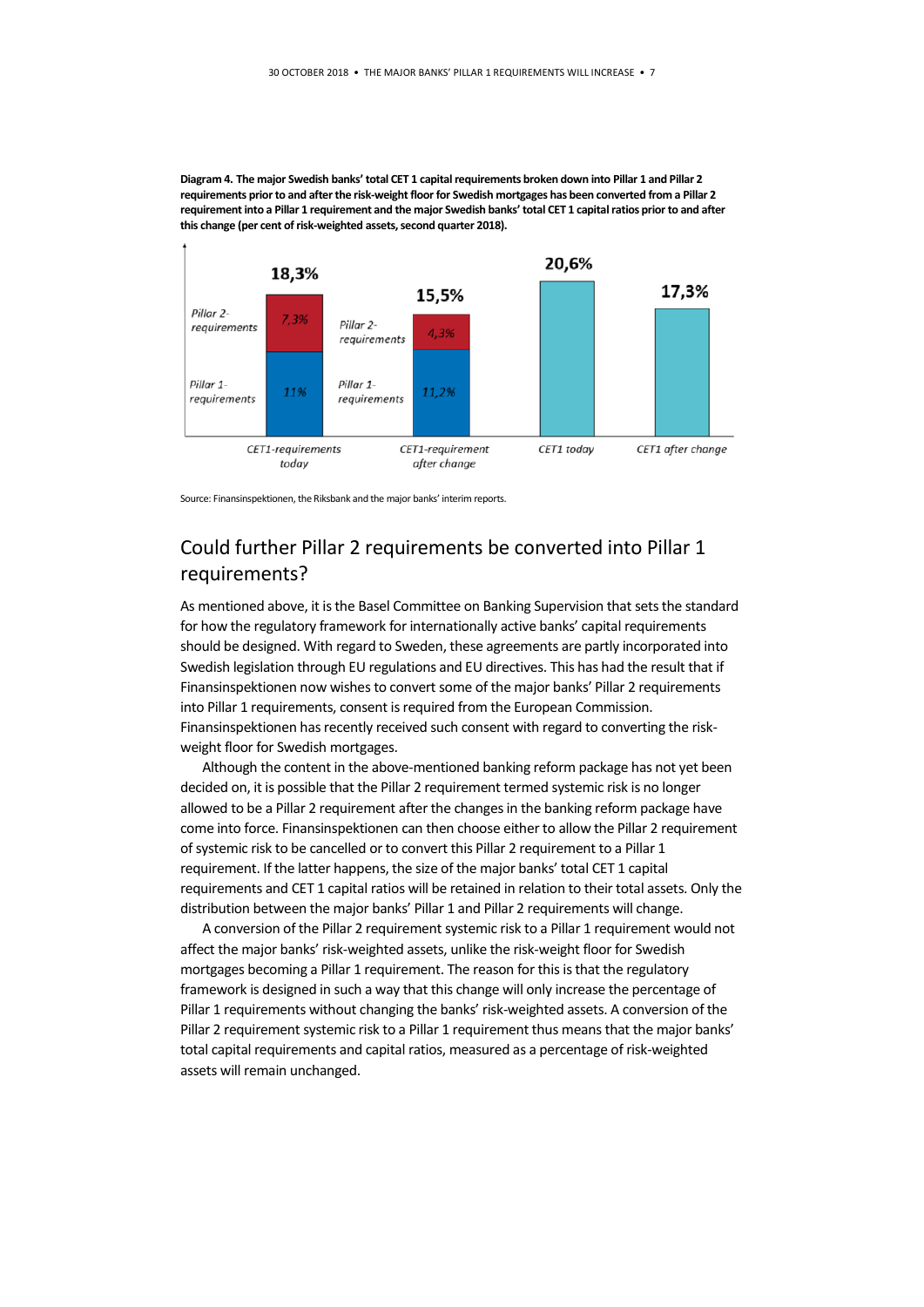**Diagram 4. The major Swedish banks' total CET 1 capital requirements broken down into Pillar 1 and Pillar 2 requirements prior to and after the risk-weight floor for Swedish mortgages has been converted from a Pillar 2 requirement into a Pillar 1 requirement and the major Swedish banks' total CET 1 capital ratios prior to and after this change (per cent of risk-weighted assets, second quarter 2018).**

| | CET1-requirements today | CET1-requirement after change | CET1 today | CET1 after change |
|---|---|---|---|---|
| Pillar 2-requirements | 7,3% | 4,3% | | |
| Pillar 1-requirements | 11% | 11,2% | | |
| Total | 18,3% | 15,5% | 20,6% | 17,3% |

Source: Finansinspektionen, the Riksbank and the major banks' interim reports.

## Could further Pillar 2 requirements be converted into Pillar 1 requirements?

As mentioned above, it is the Basel Committee on Banking Supervision that sets the standard for how the regulatory framework for internationally active banks' capital requirements should be designed. With regard to Sweden, these agreements are partly incorporated into Swedish legislation through EU regulations and EU directives. This has had the result that if Finansinspektionen now wishes to convert some of the major banks' Pillar 2 requirements into Pillar 1 requirements, consent is required from the European Commission. Finansinspektionen has recently received such consent with regard to converting the risk-weight floor for Swedish mortgages.

Although the content in the above-mentioned banking reform package has not yet been decided on, it is possible that the Pillar 2 requirement termed systemic risk is no longer allowed to be a Pillar 2 requirement after the changes in the banking reform package have come into force. Finansinspektionen can then choose either to allow the Pillar 2 requirement of systemic risk to be cancelled or to convert this Pillar 2 requirement to a Pillar 1 requirement. If the latter happens, the size of the major banks' total CET 1 capital requirements and CET 1 capital ratios will be retained in relation to their total assets. Only the distribution between the major banks' Pillar 1 and Pillar 2 requirements will change.

A conversion of the Pillar 2 requirement systemic risk to a Pillar 1 requirement would not affect the major banks' risk-weighted assets, unlike the risk-weight floor for Swedish mortgages becoming a Pillar 1 requirement. The reason for this is that the regulatory framework is designed in such a way that this change will only increase the percentage of Pillar 1 requirements without changing the banks' risk-weighted assets. A conversion of the Pillar 2 requirement systemic risk to a Pillar 1 requirement thus means that the major banks' total capital requirements and capital ratios, measured as a percentage of risk-weighted assets will remain unchanged.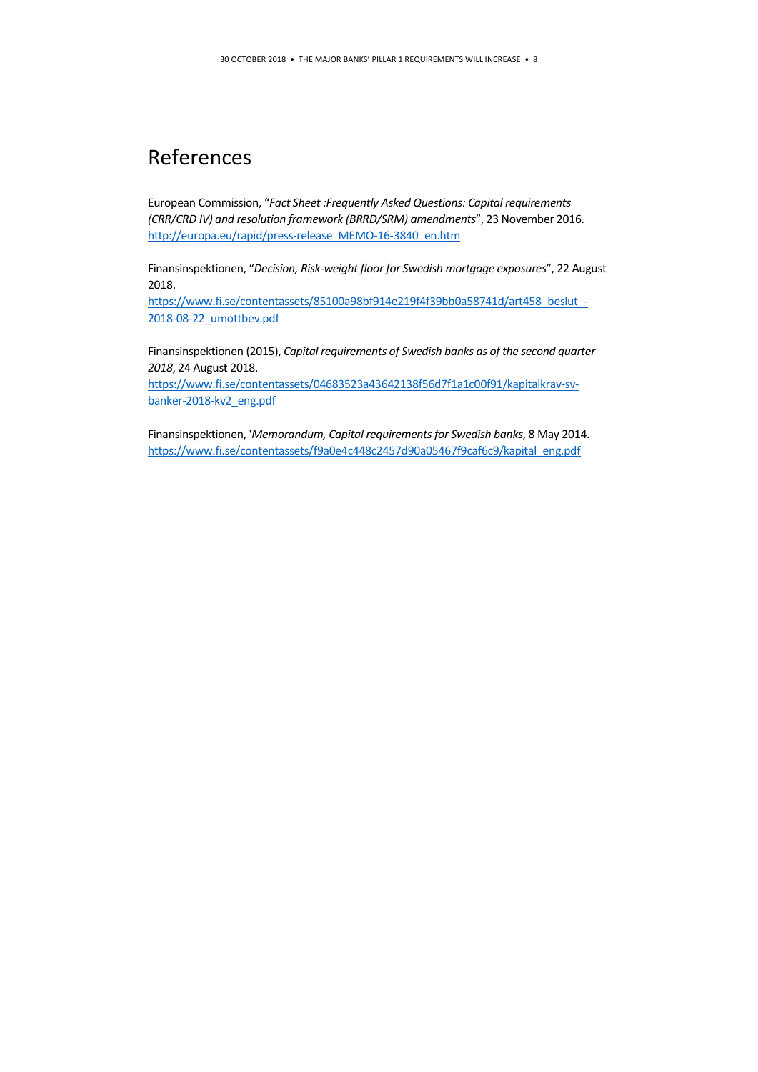# References

European Commission, "*Fact Sheet :Frequently Asked Questions: Capital requirements (CRR/CRD IV) and resolution framework (BRRD/SRM) amendments*", 23 November 2016.
http://europa.eu/rapid/press-release_MEMO-16-3840_en.htm

Finansinspektionen, "*Decision, Risk-weight floor for Swedish mortgage exposures*", 22 August 2018.
https://www.fi.se/contentassets/85100a98bf914e219f4f39bb0a58741d/art458_beslut_-2018-08-22_umottbev.pdf

Finansinspektionen (2015), *Capital requirements of Swedish banks as of the second quarter 2018*, 24 August 2018.
https://www.fi.se/contentassets/04683523a43642138f56d7f1a1c00f91/kapitalkrav-sv-banker-2018-kv2_eng.pdf

Finansinspektionen, '*Memorandum, Capital requirements for Swedish banks*, 8 May 2014.
https://www.fi.se/contentassets/f9a0e4c448c2457d90a05467f9caf6c9/kapital_eng.pdf